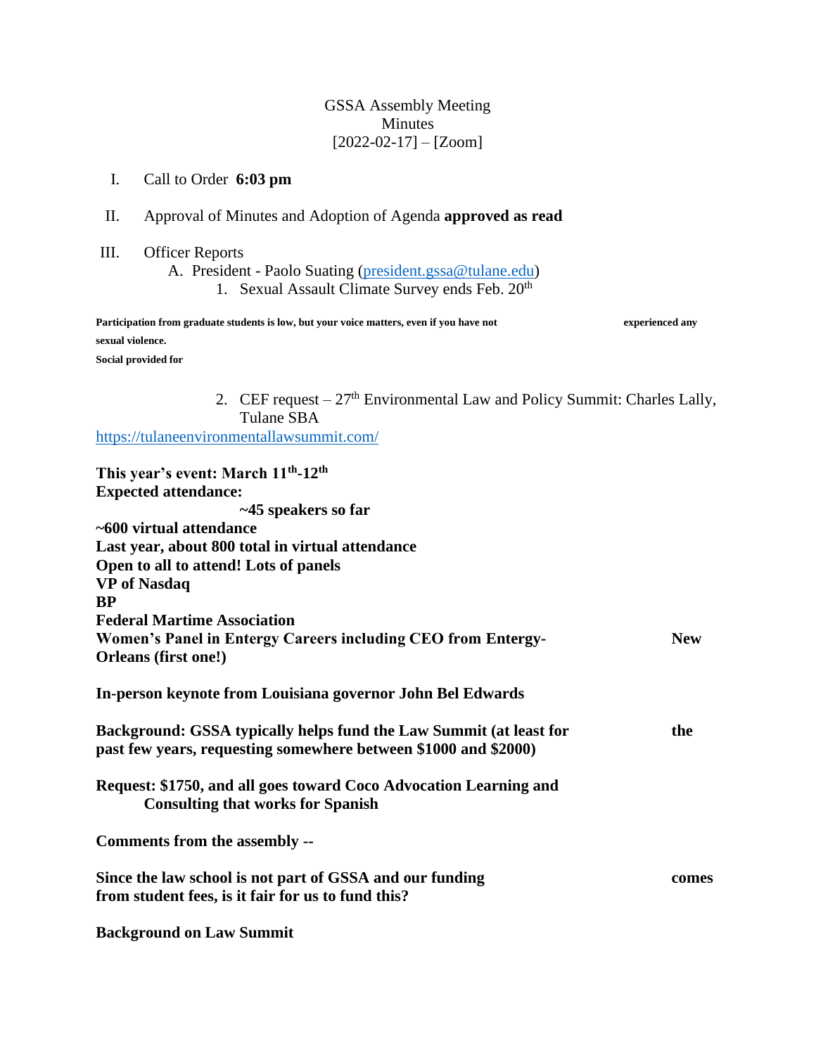GSSA Assembly Meeting
Minutes
[2022-02-17] – [Zoom]

I. Call to Order **6:03 pm**

II. Approval of Minutes and Adoption of Agenda **approved as read**

III. Officer Reports

A. President - Paolo Suating (president.gssa@tulane.edu)

1. Sexual Assault Climate Survey ends Feb. 20th

**Participation from graduate students is low, but your voice matters, even if you have not experienced any sexual violence.**

**Social provided for**

2. CEF request – 27th Environmental Law and Policy Summit: Charles Lally, Tulane SBA

https://tulaneenvironmentallawsummit.com/

**This year's event: March 11th-12th**

**Expected attendance:**

**~45 speakers so far**

**~600 virtual attendance**

**Last year, about 800 total in virtual attendance**

**Open to all to attend! Lots of panels**

**VP of Nasdaq**

**BP**

**Federal Martime Association**

**Women's Panel in Entergy Careers including CEO from Entergy-New Orleans (first one!)**

**In-person keynote from Louisiana governor John Bel Edwards**

**Background: GSSA typically helps fund the Law Summit (at least for the past few years, requesting somewhere between $1000 and $2000)**

**Request: $1750, and all goes toward Coco Advocation Learning and Consulting that works for Spanish**

**Comments from the assembly --**

**Since the law school is not part of GSSA and our funding comes from student fees, is it fair for us to fund this?**

**Background on Law Summit**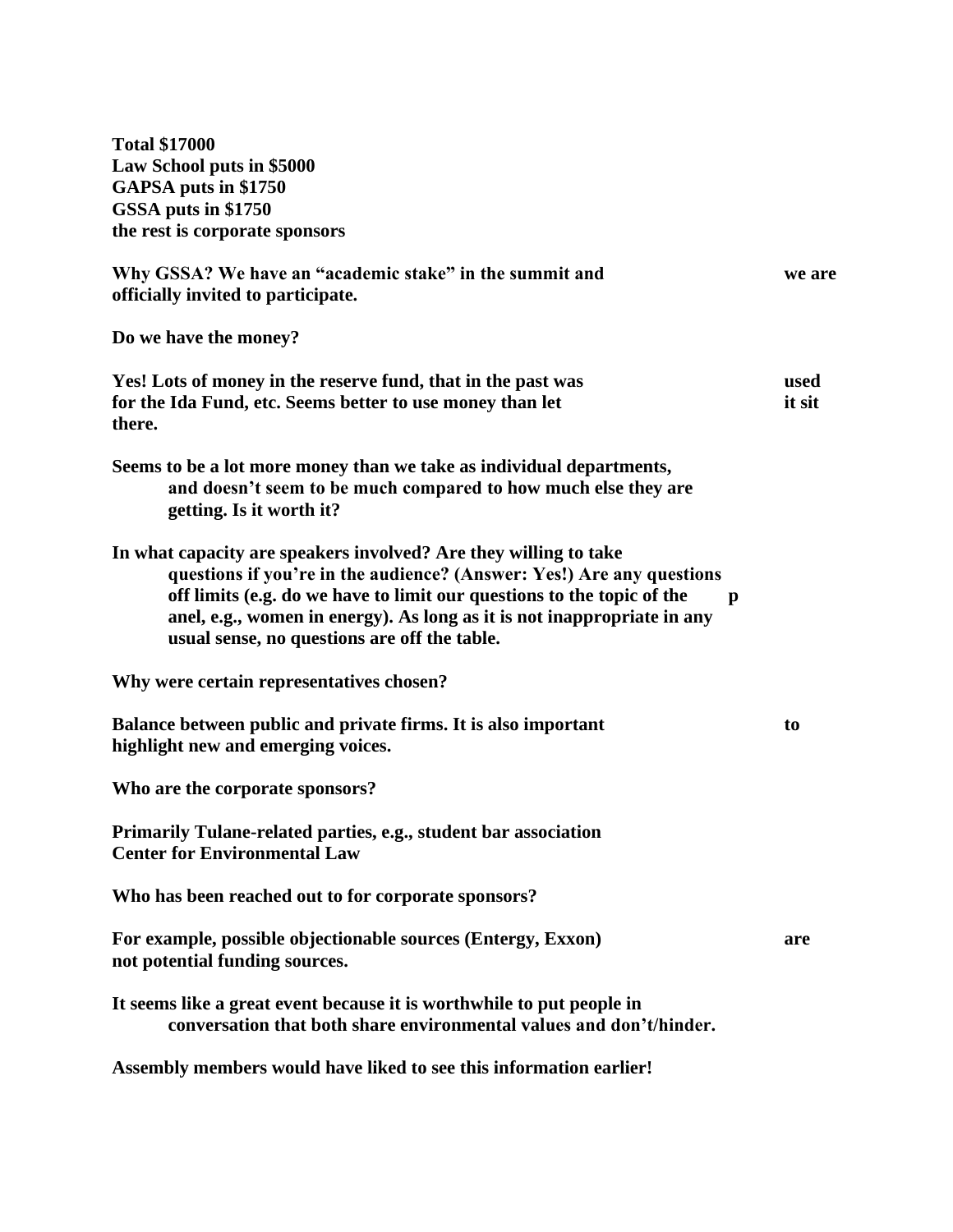**Total $17000**
**Law School puts in $5000**
**GAPSA puts in $1750**
**GSSA puts in $1750**
**the rest is corporate sponsors**

**Why GSSA? We have an "academic stake" in the summit and we are officially invited to participate.**

**Do we have the money?**

**Yes! Lots of money in the reserve fund, that in the past was used for the Ida Fund, etc. Seems better to use money than let it sit there.**

**Seems to be a lot more money than we take as individual departments, and doesn't seem to be much compared to how much else they are getting. Is it worth it?**

**In what capacity are speakers involved? Are they willing to take questions if you're in the audience? (Answer: Yes!) Are any questions off limits (e.g. do we have to limit our questions to the topic of the panel, e.g., women in energy). As long as it is not inappropriate in any usual sense, no questions are off the table.**

**Why were certain representatives chosen?**

**Balance between public and private firms. It is also important to highlight new and emerging voices.**

**Who are the corporate sponsors?**

**Primarily Tulane-related parties, e.g., student bar association Center for Environmental Law**

**Who has been reached out to for corporate sponsors?**

**For example, possible objectionable sources (Entergy, Exxon) are not potential funding sources.**

**It seems like a great event because it is worthwhile to put people in conversation that both share environmental values and don't/hinder.**

**Assembly members would have liked to see this information earlier!**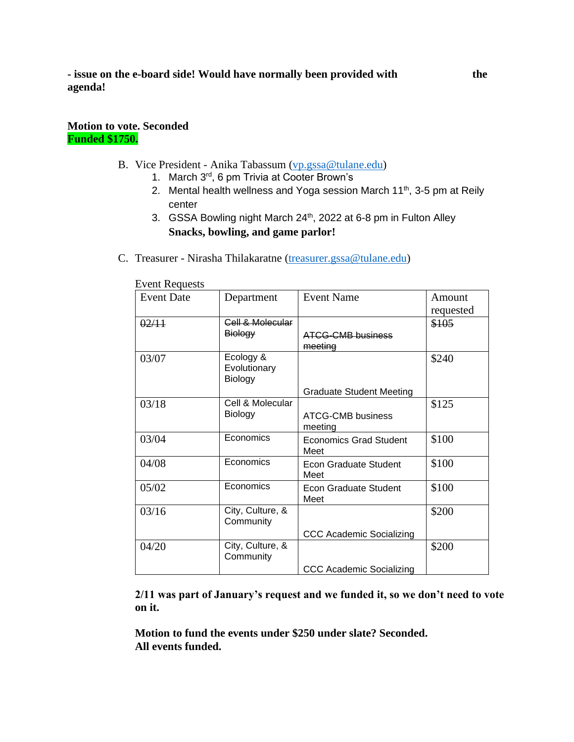**- issue on the e-board side! Would have normally been provided with the agenda!**

**Motion to vote. Seconded**
**Funded $1750.**

B. Vice President - Anika Tabassum (vp.gssa@tulane.edu)
   1. March 3rd, 6 pm Trivia at Cooter Brown's
   2. Mental health wellness and Yoga session March 11th, 3-5 pm at Reily center
   3. GSSA Bowling night March 24th, 2022 at 6-8 pm in Fulton Alley
      **Snacks, bowling, and game parlor!**

C. Treasurer - Nirasha Thilakaratne (treasurer.gssa@tulane.edu)

Event Requests

| Event Date | Department | Event Name | Amount requested |
|---|---|---|---|
| ~~02/11~~ | ~~Cell & Molecular Biology~~ | ~~ATCG-CMB business meeting~~ | ~~$105~~ |
| 03/07 | Ecology & Evolutionary Biology | Graduate Student Meeting | $240 |
| 03/18 | Cell & Molecular Biology | ATCG-CMB business meeting | $125 |
| 03/04 | Economics | Economics Grad Student Meet | $100 |
| 04/08 | Economics | Econ Graduate Student Meet | $100 |
| 05/02 | Economics | Econ Graduate Student Meet | $100 |
| 03/16 | City, Culture, & Community | CCC Academic Socializing | $200 |
| 04/20 | City, Culture, & Community | CCC Academic Socializing | $200 |

**2/11 was part of January's request and we funded it, so we don't need to vote on it.**

**Motion to fund the events under $250 under slate? Seconded.**
**All events funded.**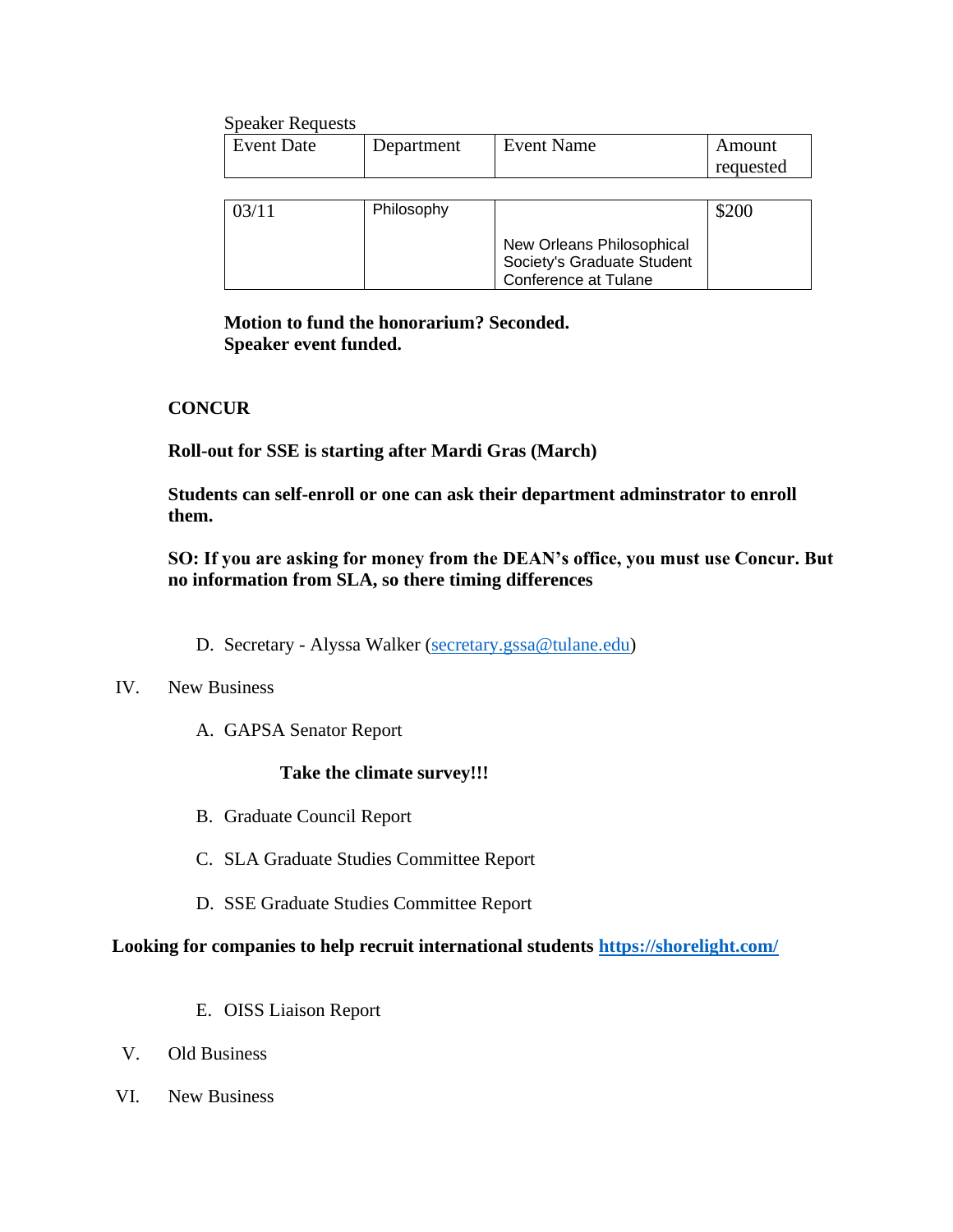Speaker Requests

| Event Date | Department | Event Name | Amount requested |
|---|---|---|---|
| 03/11 | Philosophy | New Orleans Philosophical Society's Graduate Student Conference at Tulane | $200 |

**Motion to fund the honorarium? Seconded.**
**Speaker event funded.**

**CONCUR**

**Roll-out for SSE is starting after Mardi Gras (March)**

**Students can self-enroll or one can ask their department adminstrator to enroll them.**

**SO: If you are asking for money from the DEAN's office, you must use Concur. But no information from SLA, so there timing differences**

D. Secretary - Alyssa Walker (secretary.gssa@tulane.edu)

IV. New Business

A. GAPSA Senator Report

**Take the climate survey!!!**

B. Graduate Council Report

C. SLA Graduate Studies Committee Report

D. SSE Graduate Studies Committee Report

**Looking for companies to help recruit international students [https://shorelight.com/](https://shorelight.com/)**

E. OISS Liaison Report

V. Old Business

VI. New Business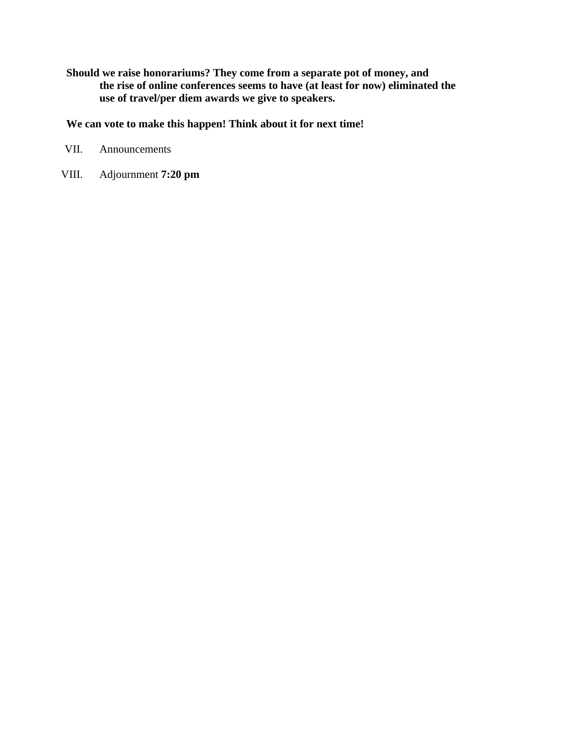**Should we raise honorariums? They come from a separate pot of money, and the rise of online conferences seems to have (at least for now) eliminated the use of travel/per diem awards we give to speakers.**

**We can vote to make this happen! Think about it for next time!**

VII. Announcements

VIII. Adjournment **7:20 pm**